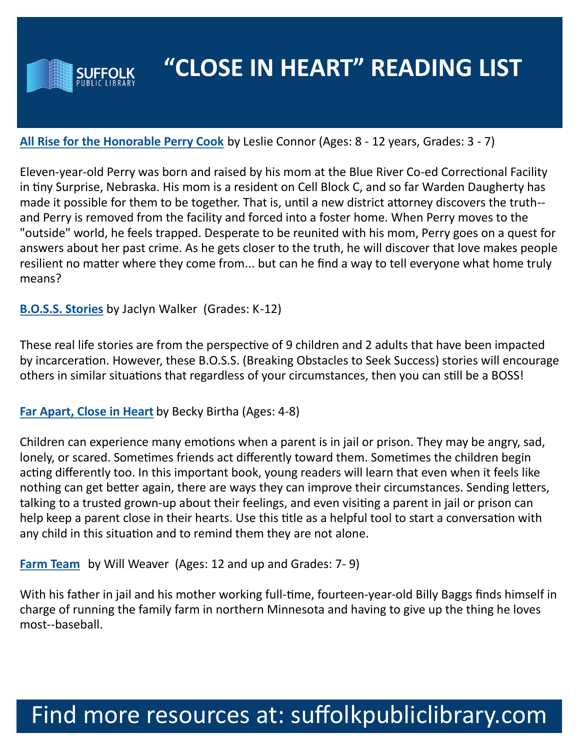# "CLOSE IN HEART" READING LIST

**All Rise for the Honorable Perry Cook** by Leslie Connor (Ages: 8 - 12 years, Grades: 3 - 7)

Eleven-year-old Perry was born and raised by his mom at the Blue River Co-ed Correctional Facility in tiny Surprise, Nebraska. His mom is a resident on Cell Block C, and so far Warden Daugherty has made it possible for them to be together. That is, until a new district attorney discovers the truth--and Perry is removed from the facility and forced into a foster home. When Perry moves to the "outside" world, he feels trapped. Desperate to be reunited with his mom, Perry goes on a quest for answers about her past crime. As he gets closer to the truth, he will discover that love makes people resilient no matter where they come from... but can he find a way to tell everyone what home truly means?

**B.O.S.S. Stories** by Jaclyn Walker (Grades: K-12)

These real life stories are from the perspective of 9 children and 2 adults that have been impacted by incarceration. However, these B.O.S.S. (Breaking Obstacles to Seek Success) stories will encourage others in similar situations that regardless of your circumstances, then you can still be a BOSS!

**Far Apart, Close in Heart** by Becky Birtha (Ages: 4-8)

Children can experience many emotions when a parent is in jail or prison. They may be angry, sad, lonely, or scared. Sometimes friends act differently toward them. Sometimes the children begin acting differently too. In this important book, young readers will learn that even when it feels like nothing can get better again, there are ways they can improve their circumstances. Sending letters, talking to a trusted grown-up about their feelings, and even visiting a parent in jail or prison can help keep a parent close in their hearts. Use this title as a helpful tool to start a conversation with any child in this situation and to remind them they are not alone.

**Farm Team** by Will Weaver (Ages: 12 and up and Grades: 7- 9)

With his father in jail and his mother working full-time, fourteen-year-old Billy Baggs finds himself in charge of running the family farm in northern Minnesota and having to give up the thing he loves most--baseball.

Find more resources at: suffolkpubliclibrary.com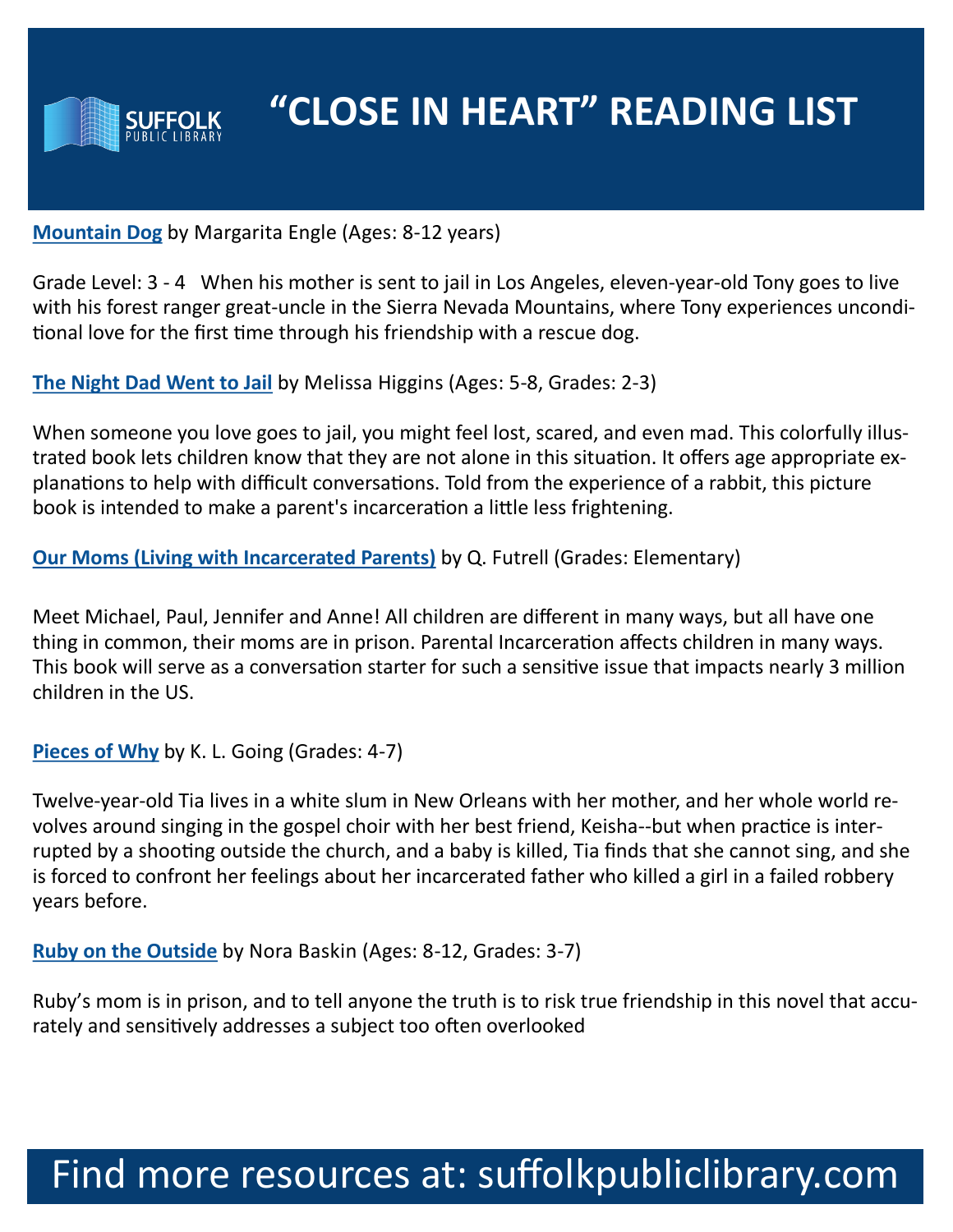# "CLOSE IN HEART" READING LIST

**Mountain Dog** by Margarita Engle (Ages: 8-12 years)

Grade Level: 3 - 4 When his mother is sent to jail in Los Angeles, eleven-year-old Tony goes to live with his forest ranger great-uncle in the Sierra Nevada Mountains, where Tony experiences unconditional love for the first time through his friendship with a rescue dog.

**The Night Dad Went to Jail** by Melissa Higgins (Ages: 5-8, Grades: 2-3)

When someone you love goes to jail, you might feel lost, scared, and even mad. This colorfully illustrated book lets children know that they are not alone in this situation. It offers age appropriate explanations to help with difficult conversations. Told from the experience of a rabbit, this picture book is intended to make a parent's incarceration a little less frightening.

**Our Moms (Living with Incarcerated Parents)** by Q. Futrell (Grades: Elementary)

Meet Michael, Paul, Jennifer and Anne! All children are different in many ways, but all have one thing in common, their moms are in prison. Parental Incarceration affects children in many ways. This book will serve as a conversation starter for such a sensitive issue that impacts nearly 3 million children in the US.

**Pieces of Why** by K. L. Going (Grades: 4-7)

Twelve-year-old Tia lives in a white slum in New Orleans with her mother, and her whole world revolves around singing in the gospel choir with her best friend, Keisha--but when practice is interrupted by a shooting outside the church, and a baby is killed, Tia finds that she cannot sing, and she is forced to confront her feelings about her incarcerated father who killed a girl in a failed robbery years before.

**Ruby on the Outside** by Nora Baskin (Ages: 8-12, Grades: 3-7)

Ruby's mom is in prison, and to tell anyone the truth is to risk true friendship in this novel that accurately and sensitively addresses a subject too often overlooked

Find more resources at: suffolkpubliclibrary.com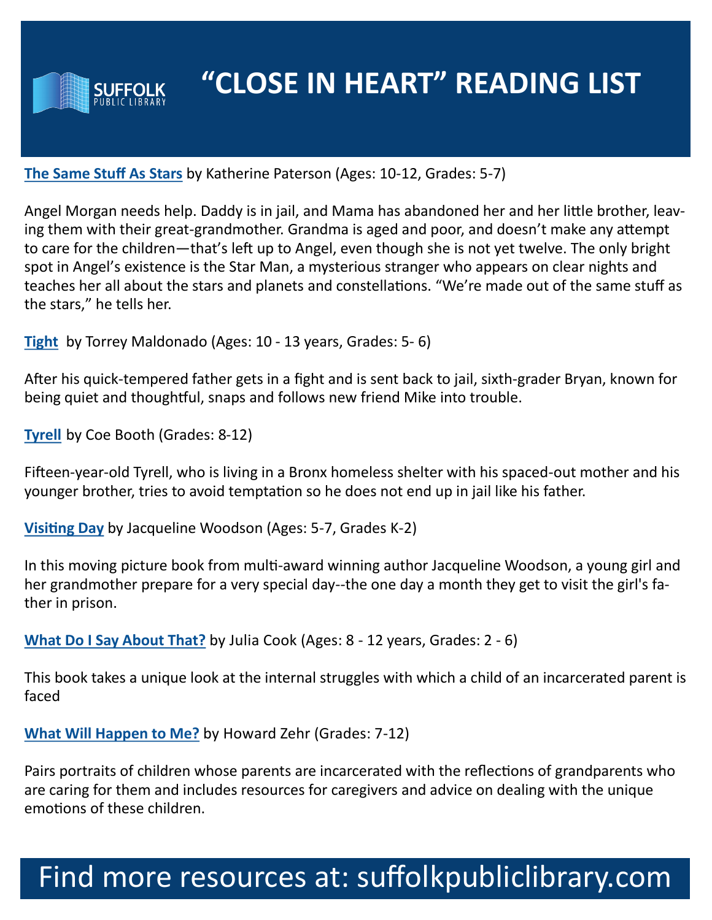SUFFOLK PUBLIC LIBRARY

# "CLOSE IN HEART" READING LIST

**The Same Stuff As Stars** by Katherine Paterson (Ages: 10-12, Grades: 5-7)

Angel Morgan needs help. Daddy is in jail, and Mama has abandoned her and her little brother, leaving them with their great-grandmother. Grandma is aged and poor, and doesn't make any attempt to care for the children—that's left up to Angel, even though she is not yet twelve. The only bright spot in Angel's existence is the Star Man, a mysterious stranger who appears on clear nights and teaches her all about the stars and planets and constellations. "We're made out of the same stuff as the stars," he tells her.

**Tight** by Torrey Maldonado (Ages: 10 - 13 years, Grades: 5- 6)

After his quick-tempered father gets in a fight and is sent back to jail, sixth-grader Bryan, known for being quiet and thoughtful, snaps and follows new friend Mike into trouble.

**Tyrell** by Coe Booth (Grades: 8-12)

Fifteen-year-old Tyrell, who is living in a Bronx homeless shelter with his spaced-out mother and his younger brother, tries to avoid temptation so he does not end up in jail like his father.

**Visiting Day** by Jacqueline Woodson (Ages: 5-7, Grades K-2)

In this moving picture book from multi-award winning author Jacqueline Woodson, a young girl and her grandmother prepare for a very special day--the one day a month they get to visit the girl's father in prison.

**What Do I Say About That?** by Julia Cook (Ages: 8 - 12 years, Grades: 2 - 6)

This book takes a unique look at the internal struggles with which a child of an incarcerated parent is faced

**What Will Happen to Me?** by Howard Zehr (Grades: 7-12)

Pairs portraits of children whose parents are incarcerated with the reflections of grandparents who are caring for them and includes resources for caregivers and advice on dealing with the unique emotions of these children.

Find more resources at: suffolkpubliclibrary.com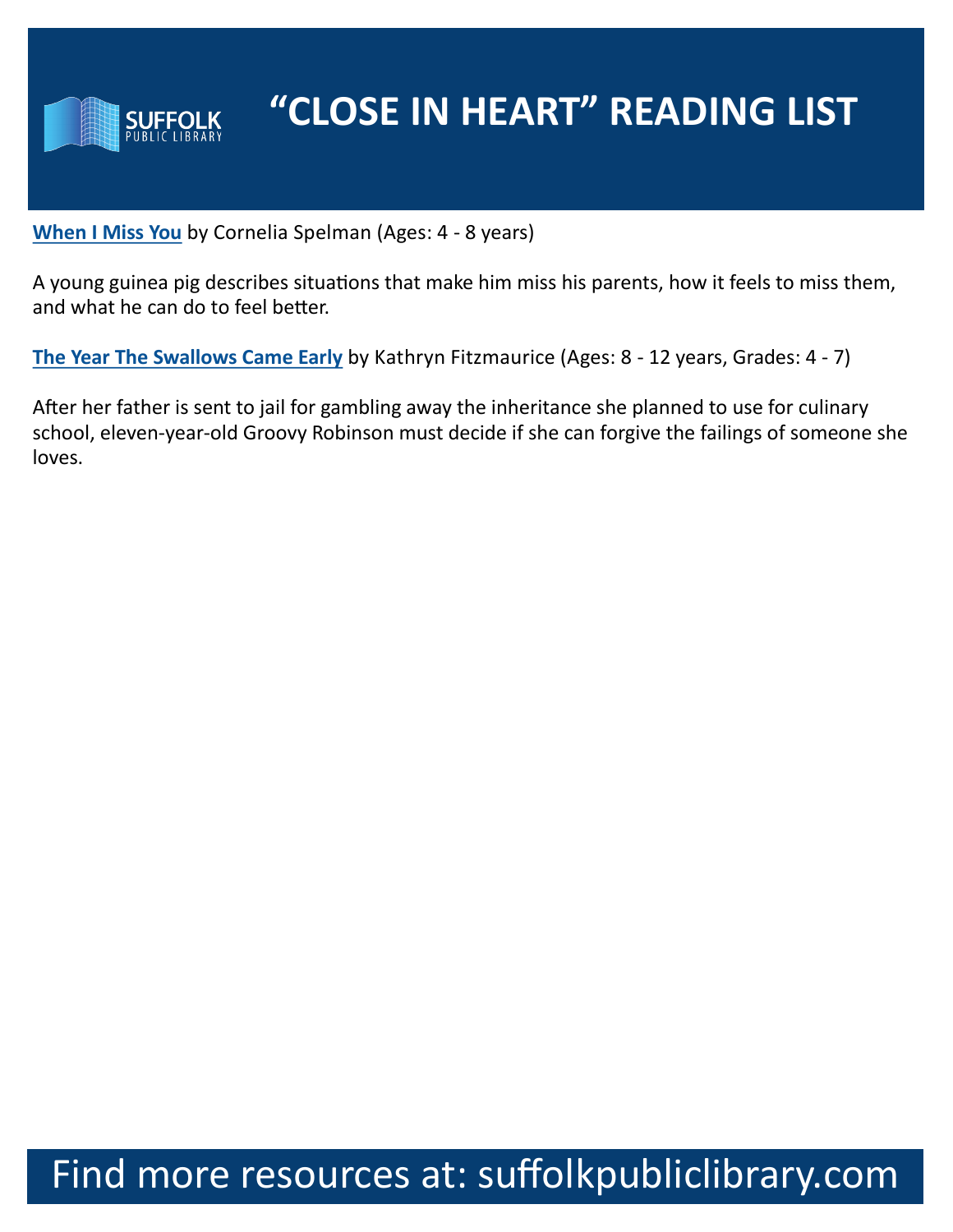SUFFOLK PUBLIC LIBRARY

# "CLOSE IN HEART" READING LIST

**When I Miss You** by Cornelia Spelman (Ages: 4 - 8 years)

A young guinea pig describes situations that make him miss his parents, how it feels to miss them, and what he can do to feel better.

**The Year The Swallows Came Early** by Kathryn Fitzmaurice (Ages: 8 - 12 years, Grades: 4 - 7)

After her father is sent to jail for gambling away the inheritance she planned to use for culinary school, eleven-year-old Groovy Robinson must decide if she can forgive the failings of someone she loves.

Find more resources at: suffolkpubliclibrary.com